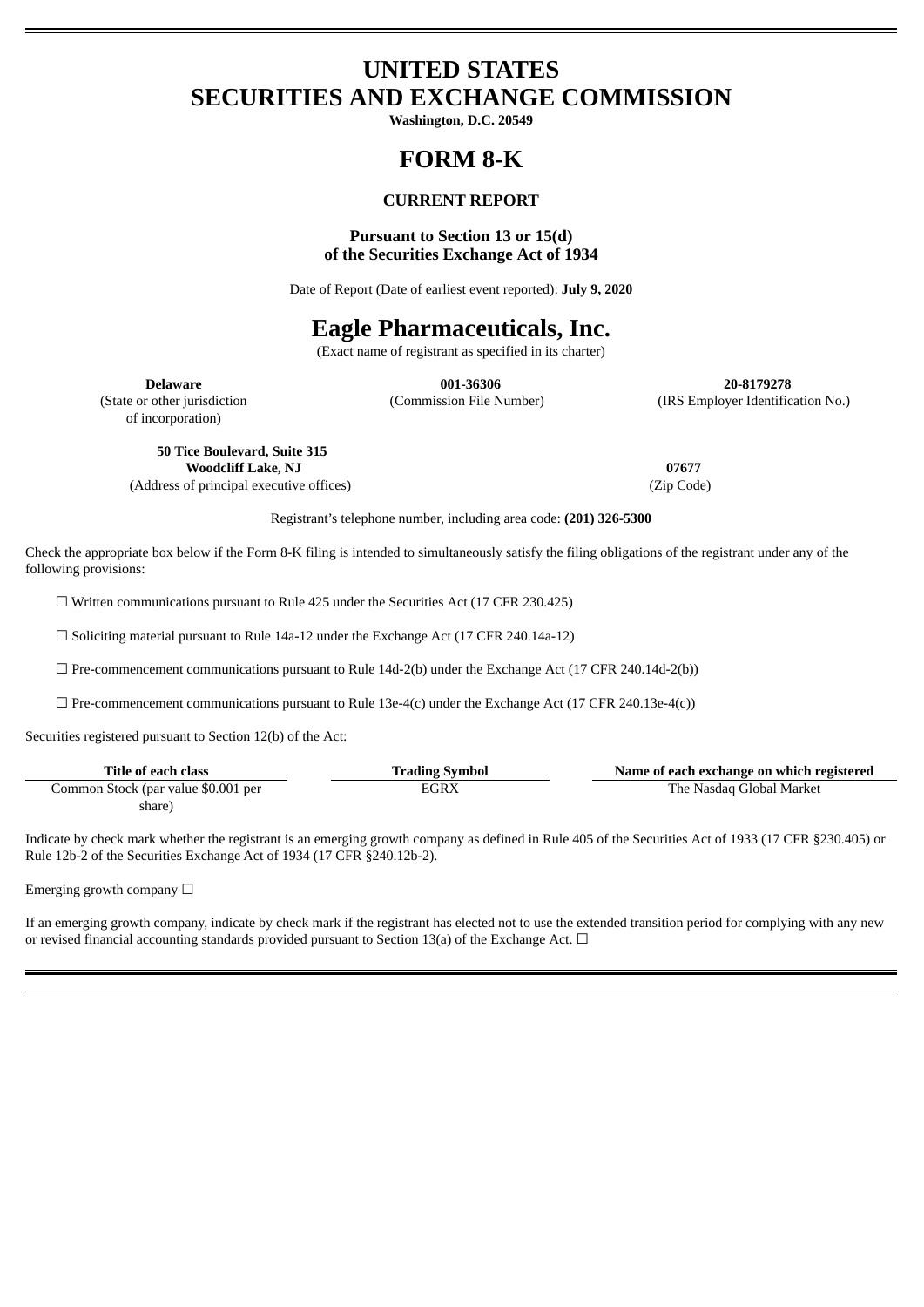# UNITED STATES
# SECURITIES AND EXCHANGE COMMISSION

**Washington, D.C. 20549**

# FORM 8-K

### CURRENT REPORT

**Pursuant to Section 13 or 15(d)**
**of the Securities Exchange Act of 1934**

Date of Report (Date of earliest event reported): **July 9, 2020**

# Eagle Pharmaceuticals, Inc.

(Exact name of registrant as specified in its charter)

| **Delaware** | **001-36306** | **20-8179278** |
|---|---|---|
| (State or other jurisdiction of incorporation) | (Commission File Number) | (IRS Employer Identification No.) |

| **50 Tice Boulevard, Suite 315** **Woodcliff Lake, NJ** | **07677** |
|---|---|
| (Address of principal executive offices) | (Zip Code) |

Registrant's telephone number, including area code: **(201) 326-5300**

Check the appropriate box below if the Form 8-K filing is intended to simultaneously satisfy the filing obligations of the registrant under any of the following provisions:

☐ Written communications pursuant to Rule 425 under the Securities Act (17 CFR 230.425)

☐ Soliciting material pursuant to Rule 14a-12 under the Exchange Act (17 CFR 240.14a-12)

☐ Pre-commencement communications pursuant to Rule 14d-2(b) under the Exchange Act (17 CFR 240.14d-2(b))

☐ Pre-commencement communications pursuant to Rule 13e-4(c) under the Exchange Act (17 CFR 240.13e-4(c))

Securities registered pursuant to Section 12(b) of the Act:

| Title of each class | Trading Symbol | Name of each exchange on which registered |
|---|---|---|
| Common Stock (par value $0.001 per share) | EGRX | The Nasdaq Global Market |

Indicate by check mark whether the registrant is an emerging growth company as defined in Rule 405 of the Securities Act of 1933 (17 CFR §230.405) or Rule 12b-2 of the Securities Exchange Act of 1934 (17 CFR §240.12b-2).

Emerging growth company ☐

If an emerging growth company, indicate by check mark if the registrant has elected not to use the extended transition period for complying with any new or revised financial accounting standards provided pursuant to Section 13(a) of the Exchange Act. ☐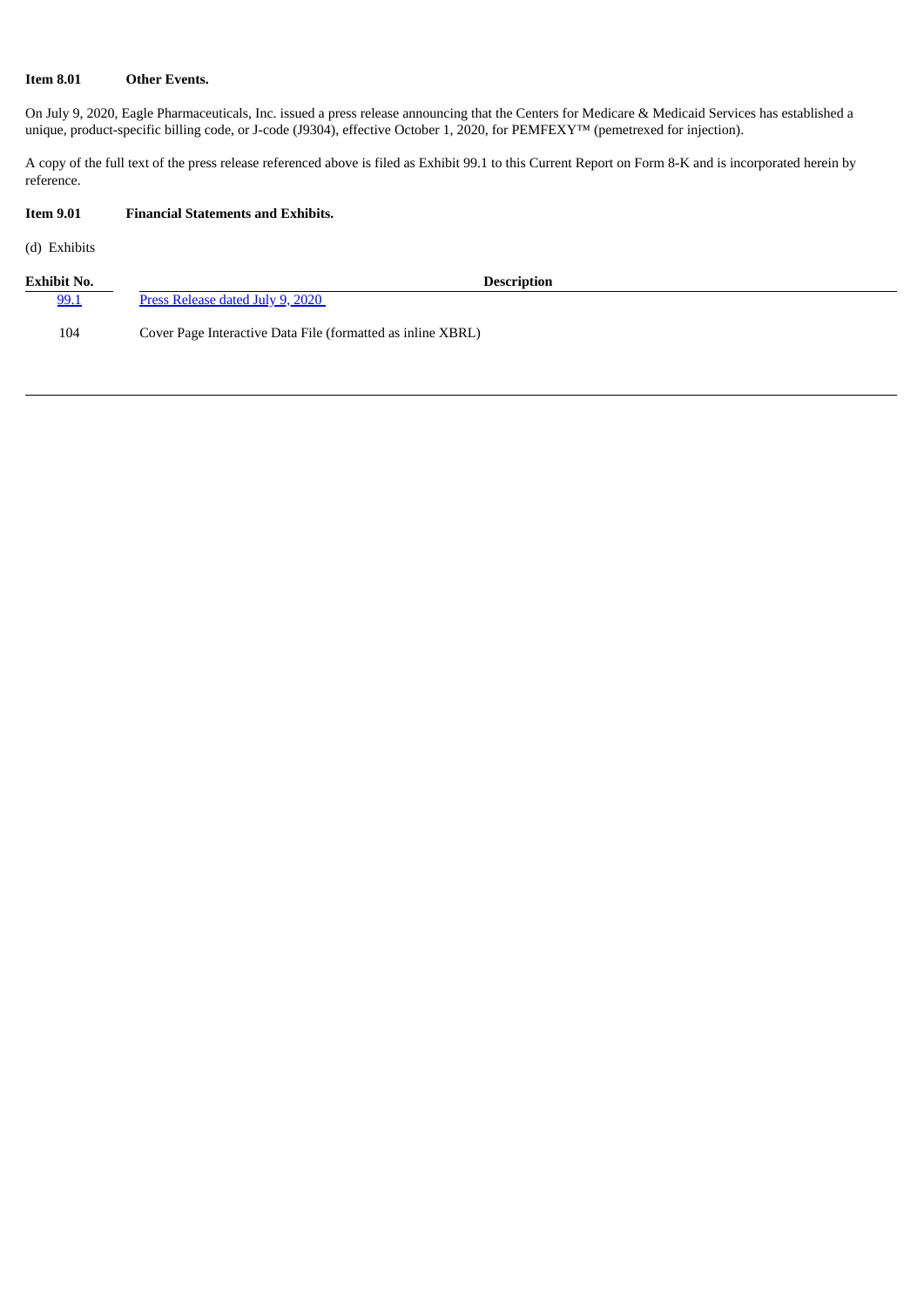**Item 8.01 Other Events.**

On July 9, 2020, Eagle Pharmaceuticals, Inc. issued a press release announcing that the Centers for Medicare & Medicaid Services has established a unique, product-specific billing code, or J-code (J9304), effective October 1, 2020, for PEMFEXY™ (pemetrexed for injection).

A copy of the full text of the press release referenced above is filed as Exhibit 99.1 to this Current Report on Form 8-K and is incorporated herein by reference.

**Item 9.01 Financial Statements and Exhibits.**

(d) Exhibits

| Exhibit No. | Description |
| --- | --- |
| 99.1 | Press Release dated July 9, 2020 |
| 104 | Cover Page Interactive Data File (formatted as inline XBRL) |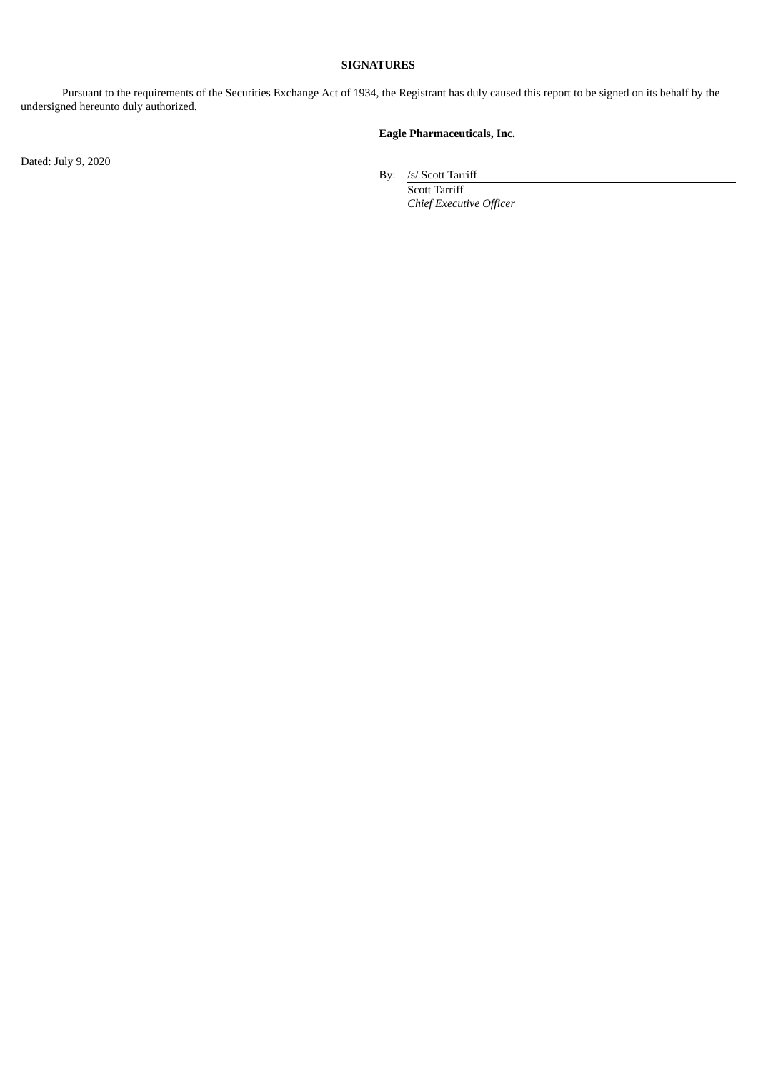**SIGNATURES**

Pursuant to the requirements of the Securities Exchange Act of 1934, the Registrant has duly caused this report to be signed on its behalf by the undersigned hereunto duly authorized.

**Eagle Pharmaceuticals, Inc.**

Dated: July 9, 2020

By: /s/ Scott Tarriff
Scott Tarriff
*Chief Executive Officer*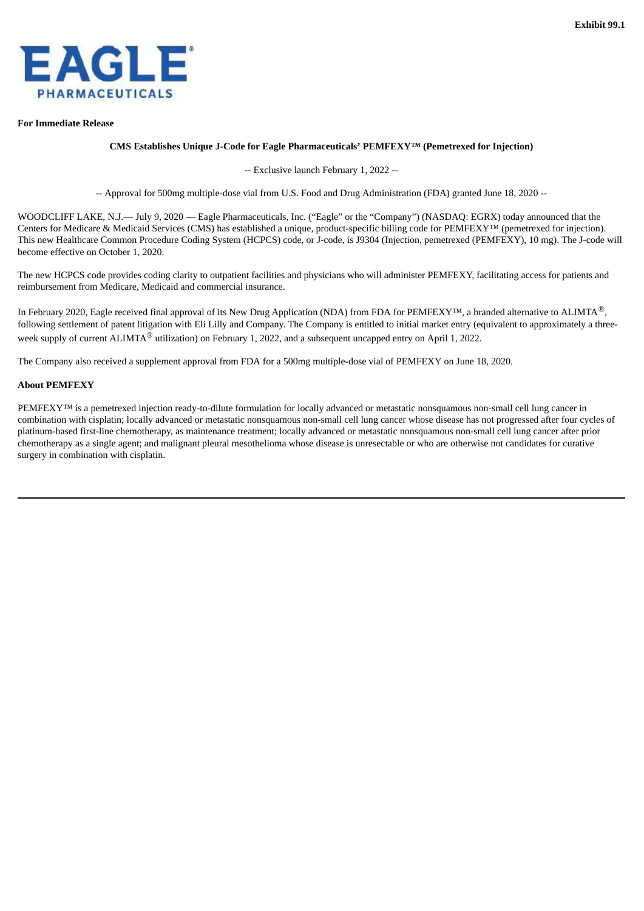Exhibit 99.1

EAGLE PHARMACEUTICALS

**For Immediate Release**

**CMS Establishes Unique J-Code for Eagle Pharmaceuticals' PEMFEXY™ (Pemetrexed for Injection)**

-- Exclusive launch February 1, 2022 --

-- Approval for 500mg multiple-dose vial from U.S. Food and Drug Administration (FDA) granted June 18, 2020 --

WOODCLIFF LAKE, N.J.— July 9, 2020 — Eagle Pharmaceuticals, Inc. ("Eagle" or the "Company") (NASDAQ: EGRX) today announced that the Centers for Medicare & Medicaid Services (CMS) has established a unique, product-specific billing code for PEMFEXY™ (pemetrexed for injection). This new Healthcare Common Procedure Coding System (HCPCS) code, or J-code, is J9304 (Injection, pemetrexed (PEMFEXY), 10 mg). The J-code will become effective on October 1, 2020.

The new HCPCS code provides coding clarity to outpatient facilities and physicians who will administer PEMFEXY, facilitating access for patients and reimbursement from Medicare, Medicaid and commercial insurance.

In February 2020, Eagle received final approval of its New Drug Application (NDA) from FDA for PEMFEXY™, a branded alternative to ALIMTA®, following settlement of patent litigation with Eli Lilly and Company. The Company is entitled to initial market entry (equivalent to approximately a three-week supply of current ALIMTA® utilization) on February 1, 2022, and a subsequent uncapped entry on April 1, 2022.

The Company also received a supplement approval from FDA for a 500mg multiple-dose vial of PEMFEXY on June 18, 2020.

**About PEMFEXY**

PEMFEXY™ is a pemetrexed injection ready-to-dilute formulation for locally advanced or metastatic nonsquamous non-small cell lung cancer in combination with cisplatin; locally advanced or metastatic nonsquamous non-small cell lung cancer whose disease has not progressed after four cycles of platinum-based first-line chemotherapy, as maintenance treatment; locally advanced or metastatic nonsquamous non-small cell lung cancer after prior chemotherapy as a single agent; and malignant pleural mesothelioma whose disease is unresectable or who are otherwise not candidates for curative surgery in combination with cisplatin.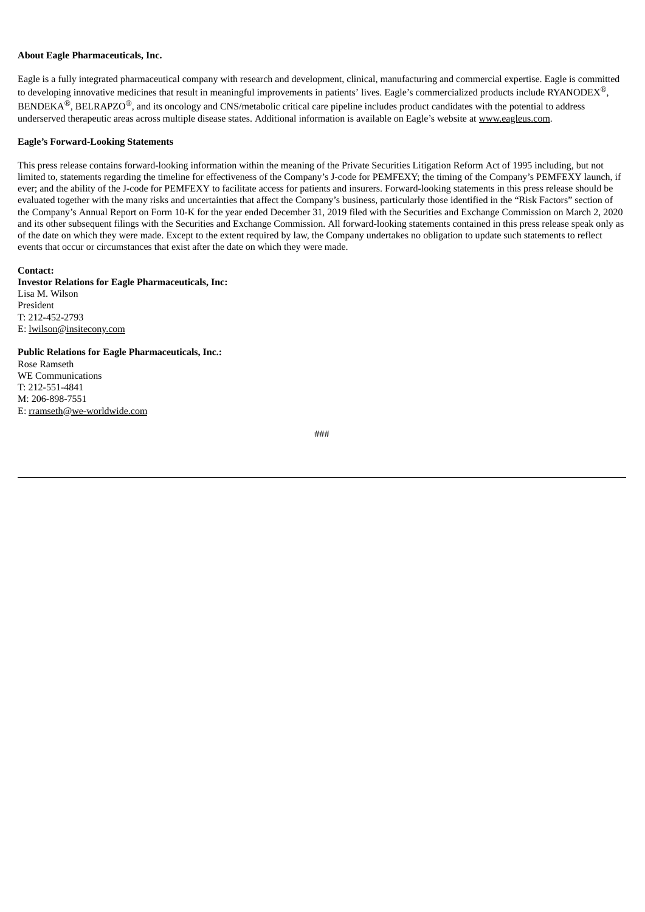**About Eagle Pharmaceuticals, Inc.**

Eagle is a fully integrated pharmaceutical company with research and development, clinical, manufacturing and commercial expertise. Eagle is committed to developing innovative medicines that result in meaningful improvements in patients' lives. Eagle's commercialized products include RYANODEX®, BENDEKA®, BELRAPZO®, and its oncology and CNS/metabolic critical care pipeline includes product candidates with the potential to address underserved therapeutic areas across multiple disease states. Additional information is available on Eagle's website at www.eagleus.com.

**Eagle's Forward-Looking Statements**

This press release contains forward-looking information within the meaning of the Private Securities Litigation Reform Act of 1995 including, but not limited to, statements regarding the timeline for effectiveness of the Company's J-code for PEMFEXY; the timing of the Company's PEMFEXY launch, if ever; and the ability of the J-code for PEMFEXY to facilitate access for patients and insurers. Forward-looking statements in this press release should be evaluated together with the many risks and uncertainties that affect the Company's business, particularly those identified in the "Risk Factors" section of the Company's Annual Report on Form 10-K for the year ended December 31, 2019 filed with the Securities and Exchange Commission on March 2, 2020 and its other subsequent filings with the Securities and Exchange Commission. All forward-looking statements contained in this press release speak only as of the date on which they were made. Except to the extent required by law, the Company undertakes no obligation to update such statements to reflect events that occur or circumstances that exist after the date on which they were made.

**Contact:**
**Investor Relations for Eagle Pharmaceuticals, Inc:**
Lisa M. Wilson
President
T: 212-452-2793
E: lwilson@insitecony.com

**Public Relations for Eagle Pharmaceuticals, Inc.:**
Rose Ramseth
WE Communications
T: 212-551-4841
M: 206-898-7551
E: rramseth@we-worldwide.com

###